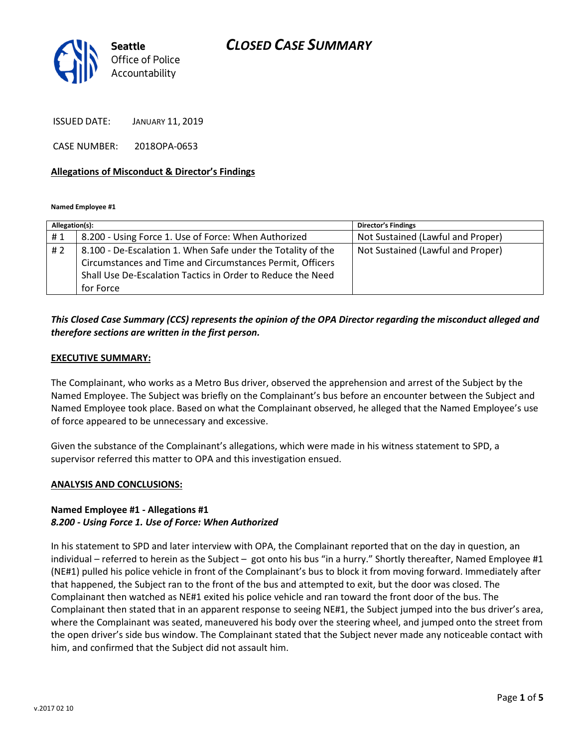Seattle Office of Police Accountability

# CLOSED CASE SUMMARY

ISSUED DATE: JANUARY 11, 2019

CASE NUMBER: 2018OPA-0653

**Allegations of Misconduct & Director's Findings**

**Named Employee #1**

| Allegation(s): | | Director's Findings |
|---|---|---|
| # 1 | 8.200 - Using Force 1. Use of Force: When Authorized | Not Sustained (Lawful and Proper) |
| # 2 | 8.100 - De-Escalation 1. When Safe under the Totality of the Circumstances and Time and Circumstances Permit, Officers Shall Use De-Escalation Tactics in Order to Reduce the Need for Force | Not Sustained (Lawful and Proper) |

***This Closed Case Summary (CCS) represents the opinion of the OPA Director regarding the misconduct alleged and therefore sections are written in the first person.***

**EXECUTIVE SUMMARY:**

The Complainant, who works as a Metro Bus driver, observed the apprehension and arrest of the Subject by the Named Employee. The Subject was briefly on the Complainant's bus before an encounter between the Subject and Named Employee took place. Based on what the Complainant observed, he alleged that the Named Employee's use of force appeared to be unnecessary and excessive.

Given the substance of the Complainant's allegations, which were made in his witness statement to SPD, a supervisor referred this matter to OPA and this investigation ensued.

**ANALYSIS AND CONCLUSIONS:**

**Named Employee #1 - Allegations #1**
***8.200 - Using Force 1. Use of Force: When Authorized***

In his statement to SPD and later interview with OPA, the Complainant reported that on the day in question, an individual – referred to herein as the Subject – got onto his bus "in a hurry." Shortly thereafter, Named Employee #1 (NE#1) pulled his police vehicle in front of the Complainant's bus to block it from moving forward. Immediately after that happened, the Subject ran to the front of the bus and attempted to exit, but the door was closed. The Complainant then watched as NE#1 exited his police vehicle and ran toward the front door of the bus. The Complainant then stated that in an apparent response to seeing NE#1, the Subject jumped into the bus driver's area, where the Complainant was seated, maneuvered his body over the steering wheel, and jumped onto the street from the open driver's side bus window. The Complainant stated that the Subject never made any noticeable contact with him, and confirmed that the Subject did not assault him.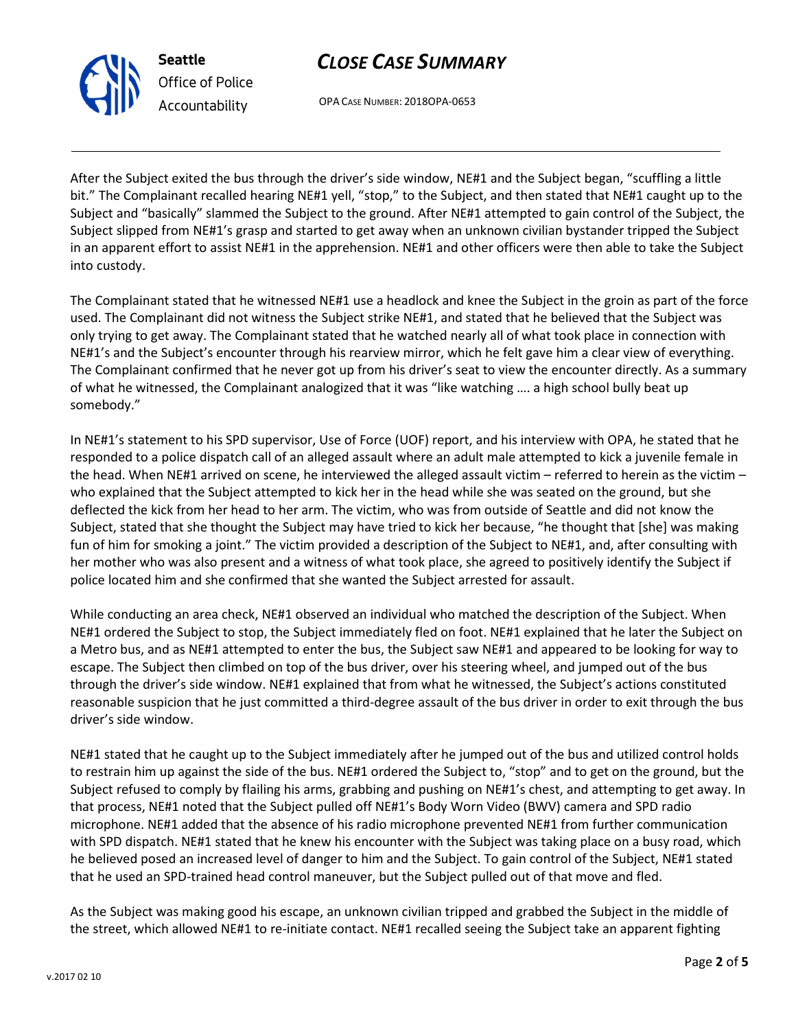After the Subject exited the bus through the driver's side window, NE#1 and the Subject began, "scuffling a little bit." The Complainant recalled hearing NE#1 yell, "stop," to the Subject, and then stated that NE#1 caught up to the Subject and "basically" slammed the Subject to the ground. After NE#1 attempted to gain control of the Subject, the Subject slipped from NE#1's grasp and started to get away when an unknown civilian bystander tripped the Subject in an apparent effort to assist NE#1 in the apprehension. NE#1 and other officers were then able to take the Subject into custody.

The Complainant stated that he witnessed NE#1 use a headlock and knee the Subject in the groin as part of the force used. The Complainant did not witness the Subject strike NE#1, and stated that he believed that the Subject was only trying to get away. The Complainant stated that he watched nearly all of what took place in connection with NE#1's and the Subject's encounter through his rearview mirror, which he felt gave him a clear view of everything. The Complainant confirmed that he never got up from his driver's seat to view the encounter directly. As a summary of what he witnessed, the Complainant analogized that it was "like watching …. a high school bully beat up somebody."

In NE#1's statement to his SPD supervisor, Use of Force (UOF) report, and his interview with OPA, he stated that he responded to a police dispatch call of an alleged assault where an adult male attempted to kick a juvenile female in the head. When NE#1 arrived on scene, he interviewed the alleged assault victim – referred to herein as the victim – who explained that the Subject attempted to kick her in the head while she was seated on the ground, but she deflected the kick from her head to her arm. The victim, who was from outside of Seattle and did not know the Subject, stated that she thought the Subject may have tried to kick her because, "he thought that [she] was making fun of him for smoking a joint." The victim provided a description of the Subject to NE#1, and, after consulting with her mother who was also present and a witness of what took place, she agreed to positively identify the Subject if police located him and she confirmed that she wanted the Subject arrested for assault.

While conducting an area check, NE#1 observed an individual who matched the description of the Subject. When NE#1 ordered the Subject to stop, the Subject immediately fled on foot. NE#1 explained that he later the Subject on a Metro bus, and as NE#1 attempted to enter the bus, the Subject saw NE#1 and appeared to be looking for way to escape. The Subject then climbed on top of the bus driver, over his steering wheel, and jumped out of the bus through the driver's side window. NE#1 explained that from what he witnessed, the Subject's actions constituted reasonable suspicion that he just committed a third-degree assault of the bus driver in order to exit through the bus driver's side window.

NE#1 stated that he caught up to the Subject immediately after he jumped out of the bus and utilized control holds to restrain him up against the side of the bus. NE#1 ordered the Subject to, "stop" and to get on the ground, but the Subject refused to comply by flailing his arms, grabbing and pushing on NE#1's chest, and attempting to get away. In that process, NE#1 noted that the Subject pulled off NE#1's Body Worn Video (BWV) camera and SPD radio microphone. NE#1 added that the absence of his radio microphone prevented NE#1 from further communication with SPD dispatch. NE#1 stated that he knew his encounter with the Subject was taking place on a busy road, which he believed posed an increased level of danger to him and the Subject. To gain control of the Subject, NE#1 stated that he used an SPD-trained head control maneuver, but the Subject pulled out of that move and fled.

As the Subject was making good his escape, an unknown civilian tripped and grabbed the Subject in the middle of the street, which allowed NE#1 to re-initiate contact. NE#1 recalled seeing the Subject take an apparent fighting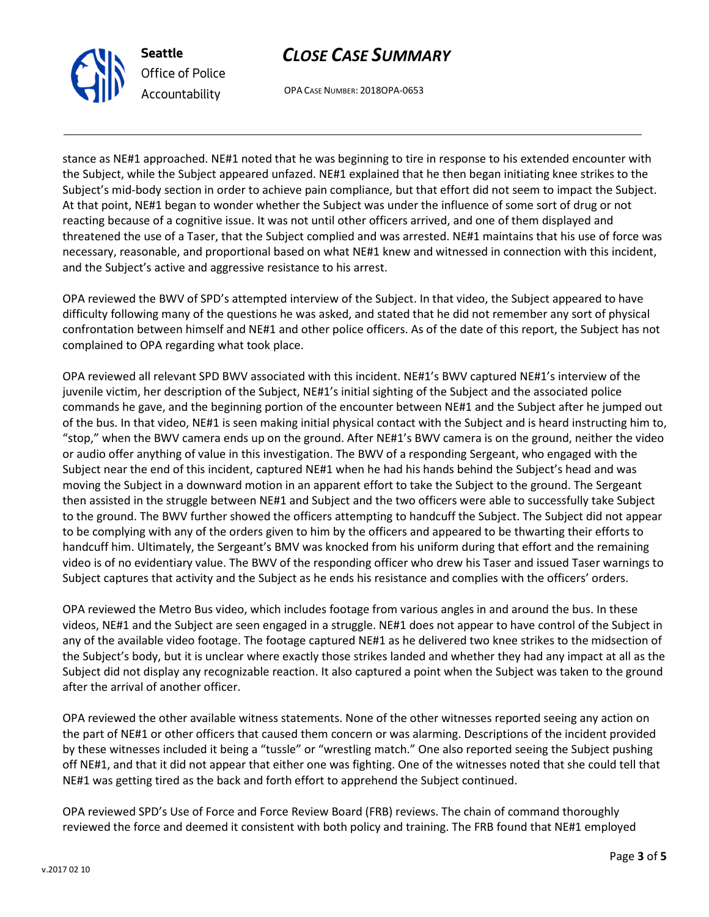stance as NE#1 approached. NE#1 noted that he was beginning to tire in response to his extended encounter with the Subject, while the Subject appeared unfazed. NE#1 explained that he then began initiating knee strikes to the Subject's mid-body section in order to achieve pain compliance, but that effort did not seem to impact the Subject. At that point, NE#1 began to wonder whether the Subject was under the influence of some sort of drug or not reacting because of a cognitive issue. It was not until other officers arrived, and one of them displayed and threatened the use of a Taser, that the Subject complied and was arrested. NE#1 maintains that his use of force was necessary, reasonable, and proportional based on what NE#1 knew and witnessed in connection with this incident, and the Subject's active and aggressive resistance to his arrest.

OPA reviewed the BWV of SPD's attempted interview of the Subject. In that video, the Subject appeared to have difficulty following many of the questions he was asked, and stated that he did not remember any sort of physical confrontation between himself and NE#1 and other police officers. As of the date of this report, the Subject has not complained to OPA regarding what took place.

OPA reviewed all relevant SPD BWV associated with this incident. NE#1's BWV captured NE#1's interview of the juvenile victim, her description of the Subject, NE#1's initial sighting of the Subject and the associated police commands he gave, and the beginning portion of the encounter between NE#1 and the Subject after he jumped out of the bus. In that video, NE#1 is seen making initial physical contact with the Subject and is heard instructing him to, "stop," when the BWV camera ends up on the ground. After NE#1's BWV camera is on the ground, neither the video or audio offer anything of value in this investigation. The BWV of a responding Sergeant, who engaged with the Subject near the end of this incident, captured NE#1 when he had his hands behind the Subject's head and was moving the Subject in a downward motion in an apparent effort to take the Subject to the ground. The Sergeant then assisted in the struggle between NE#1 and Subject and the two officers were able to successfully take Subject to the ground. The BWV further showed the officers attempting to handcuff the Subject. The Subject did not appear to be complying with any of the orders given to him by the officers and appeared to be thwarting their efforts to handcuff him. Ultimately, the Sergeant's BMV was knocked from his uniform during that effort and the remaining video is of no evidentiary value. The BWV of the responding officer who drew his Taser and issued Taser warnings to Subject captures that activity and the Subject as he ends his resistance and complies with the officers' orders.

OPA reviewed the Metro Bus video, which includes footage from various angles in and around the bus. In these videos, NE#1 and the Subject are seen engaged in a struggle. NE#1 does not appear to have control of the Subject in any of the available video footage. The footage captured NE#1 as he delivered two knee strikes to the midsection of the Subject's body, but it is unclear where exactly those strikes landed and whether they had any impact at all as the Subject did not display any recognizable reaction. It also captured a point when the Subject was taken to the ground after the arrival of another officer.

OPA reviewed the other available witness statements. None of the other witnesses reported seeing any action on the part of NE#1 or other officers that caused them concern or was alarming. Descriptions of the incident provided by these witnesses included it being a "tussle" or "wrestling match." One also reported seeing the Subject pushing off NE#1, and that it did not appear that either one was fighting. One of the witnesses noted that she could tell that NE#1 was getting tired as the back and forth effort to apprehend the Subject continued.

OPA reviewed SPD's Use of Force and Force Review Board (FRB) reviews. The chain of command thoroughly reviewed the force and deemed it consistent with both policy and training. The FRB found that NE#1 employed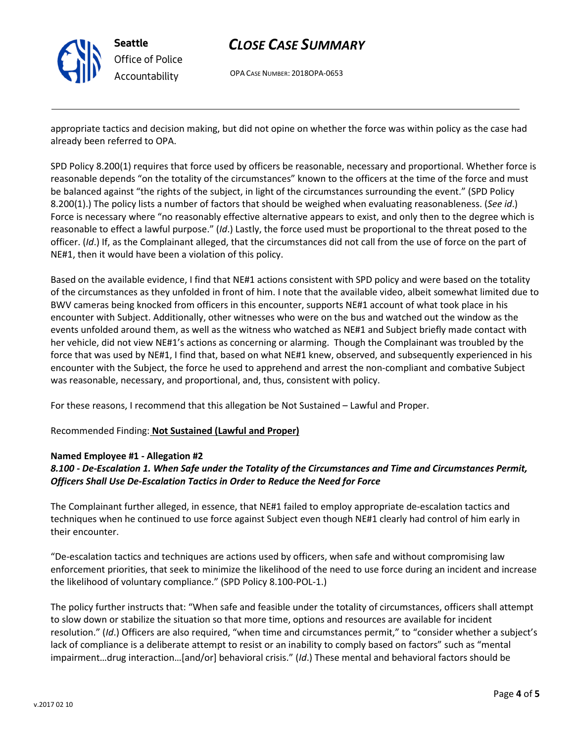appropriate tactics and decision making, but did not opine on whether the force was within policy as the case had already been referred to OPA.

SPD Policy 8.200(1) requires that force used by officers be reasonable, necessary and proportional. Whether force is reasonable depends "on the totality of the circumstances" known to the officers at the time of the force and must be balanced against "the rights of the subject, in light of the circumstances surrounding the event." (SPD Policy 8.200(1).) The policy lists a number of factors that should be weighed when evaluating reasonableness. (*See id*.) Force is necessary where "no reasonably effective alternative appears to exist, and only then to the degree which is reasonable to effect a lawful purpose." (*Id*.) Lastly, the force used must be proportional to the threat posed to the officer. (*Id*.) If, as the Complainant alleged, that the circumstances did not call from the use of force on the part of NE#1, then it would have been a violation of this policy.

Based on the available evidence, I find that NE#1 actions consistent with SPD policy and were based on the totality of the circumstances as they unfolded in front of him. I note that the available video, albeit somewhat limited due to BWV cameras being knocked from officers in this encounter, supports NE#1 account of what took place in his encounter with Subject. Additionally, other witnesses who were on the bus and watched out the window as the events unfolded around them, as well as the witness who watched as NE#1 and Subject briefly made contact with her vehicle, did not view NE#1's actions as concerning or alarming. Though the Complainant was troubled by the force that was used by NE#1, I find that, based on what NE#1 knew, observed, and subsequently experienced in his encounter with the Subject, the force he used to apprehend and arrest the non-compliant and combative Subject was reasonable, necessary, and proportional, and, thus, consistent with policy.

For these reasons, I recommend that this allegation be Not Sustained – Lawful and Proper.

Recommended Finding: **Not Sustained (Lawful and Proper)**

**Named Employee #1 - Allegation #2**
***8.100 - De-Escalation 1. When Safe under the Totality of the Circumstances and Time and Circumstances Permit, Officers Shall Use De-Escalation Tactics in Order to Reduce the Need for Force***

The Complainant further alleged, in essence, that NE#1 failed to employ appropriate de-escalation tactics and techniques when he continued to use force against Subject even though NE#1 clearly had control of him early in their encounter.

"De-escalation tactics and techniques are actions used by officers, when safe and without compromising law enforcement priorities, that seek to minimize the likelihood of the need to use force during an incident and increase the likelihood of voluntary compliance." (SPD Policy 8.100-POL-1.)

The policy further instructs that: "When safe and feasible under the totality of circumstances, officers shall attempt to slow down or stabilize the situation so that more time, options and resources are available for incident resolution." (*Id*.) Officers are also required, "when time and circumstances permit," to "consider whether a subject's lack of compliance is a deliberate attempt to resist or an inability to comply based on factors" such as "mental impairment…drug interaction…[and/or] behavioral crisis." (*Id*.) These mental and behavioral factors should be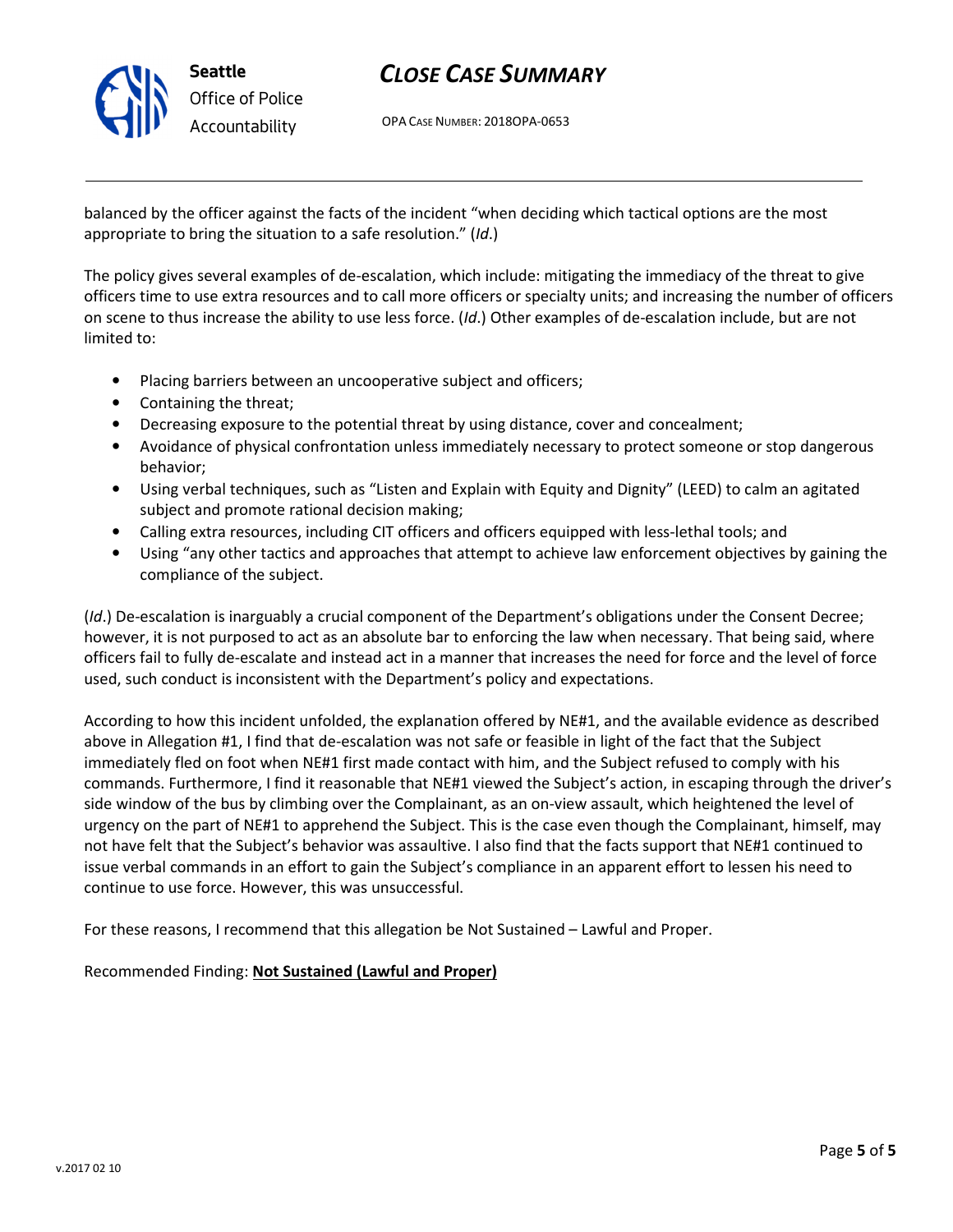balanced by the officer against the facts of the incident "when deciding which tactical options are the most appropriate to bring the situation to a safe resolution." (*Id*.)

The policy gives several examples of de-escalation, which include: mitigating the immediacy of the threat to give officers time to use extra resources and to call more officers or specialty units; and increasing the number of officers on scene to thus increase the ability to use less force. (*Id*.) Other examples of de-escalation include, but are not limited to:

- Placing barriers between an uncooperative subject and officers;
- Containing the threat;
- Decreasing exposure to the potential threat by using distance, cover and concealment;
- Avoidance of physical confrontation unless immediately necessary to protect someone or stop dangerous behavior;
- Using verbal techniques, such as "Listen and Explain with Equity and Dignity" (LEED) to calm an agitated subject and promote rational decision making;
- Calling extra resources, including CIT officers and officers equipped with less-lethal tools; and
- Using "any other tactics and approaches that attempt to achieve law enforcement objectives by gaining the compliance of the subject.

(*Id*.) De-escalation is inarguably a crucial component of the Department's obligations under the Consent Decree; however, it is not purposed to act as an absolute bar to enforcing the law when necessary. That being said, where officers fail to fully de-escalate and instead act in a manner that increases the need for force and the level of force used, such conduct is inconsistent with the Department's policy and expectations.

According to how this incident unfolded, the explanation offered by NE#1, and the available evidence as described above in Allegation #1, I find that de-escalation was not safe or feasible in light of the fact that the Subject immediately fled on foot when NE#1 first made contact with him, and the Subject refused to comply with his commands. Furthermore, I find it reasonable that NE#1 viewed the Subject's action, in escaping through the driver's side window of the bus by climbing over the Complainant, as an on-view assault, which heightened the level of urgency on the part of NE#1 to apprehend the Subject. This is the case even though the Complainant, himself, may not have felt that the Subject's behavior was assaultive. I also find that the facts support that NE#1 continued to issue verbal commands in an effort to gain the Subject's compliance in an apparent effort to lessen his need to continue to use force. However, this was unsuccessful.

For these reasons, I recommend that this allegation be Not Sustained – Lawful and Proper.

Recommended Finding: **Not Sustained (Lawful and Proper)**